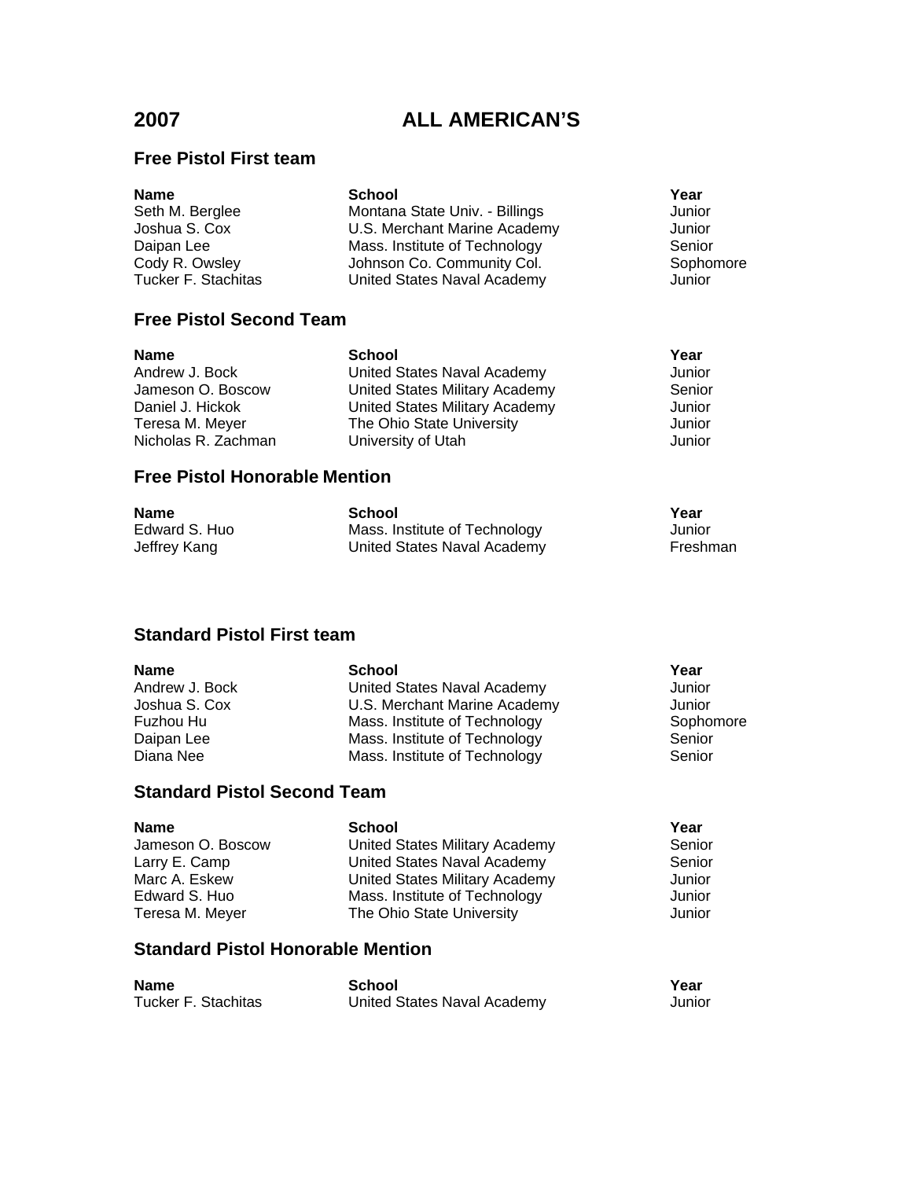# 2007 ALL AMERICAN'S

## Free Pistol First team

| Name | School | Year |
|---|---|---|
| Seth M. Berglee | Montana State Univ. - Billings | Junior |
| Joshua S. Cox | U.S. Merchant Marine Academy | Junior |
| Daipan Lee | Mass. Institute of Technology | Senior |
| Cody R. Owsley | Johnson Co. Community Col. | Sophomore |
| Tucker F. Stachitas | United States Naval Academy | Junior |

## Free Pistol Second Team

| Name | School | Year |
|---|---|---|
| Andrew J. Bock | United States Naval Academy | Junior |
| Jameson O. Boscow | United States Military Academy | Senior |
| Daniel J. Hickok | United States Military Academy | Junior |
| Teresa M. Meyer | The Ohio State University | Junior |
| Nicholas R. Zachman | University of Utah | Junior |

## Free Pistol Honorable Mention

| Name | School | Year |
|---|---|---|
| Edward S. Huo | Mass. Institute of Technology | Junior |
| Jeffrey Kang | United States Naval Academy | Freshman |

## Standard Pistol First team

| Name | School | Year |
|---|---|---|
| Andrew J. Bock | United States Naval Academy | Junior |
| Joshua S. Cox | U.S. Merchant Marine Academy | Junior |
| Fuzhou Hu | Mass. Institute of Technology | Sophomore |
| Daipan Lee | Mass. Institute of Technology | Senior |
| Diana Nee | Mass. Institute of Technology | Senior |

## Standard Pistol Second Team

| Name | School | Year |
|---|---|---|
| Jameson O. Boscow | United States Military Academy | Senior |
| Larry E. Camp | United States Naval Academy | Senior |
| Marc A. Eskew | United States Military Academy | Junior |
| Edward S. Huo | Mass. Institute of Technology | Junior |
| Teresa M. Meyer | The Ohio State University | Junior |

## Standard Pistol Honorable Mention

| Name | School | Year |
|---|---|---|
| Tucker F. Stachitas | United States Naval Academy | Junior |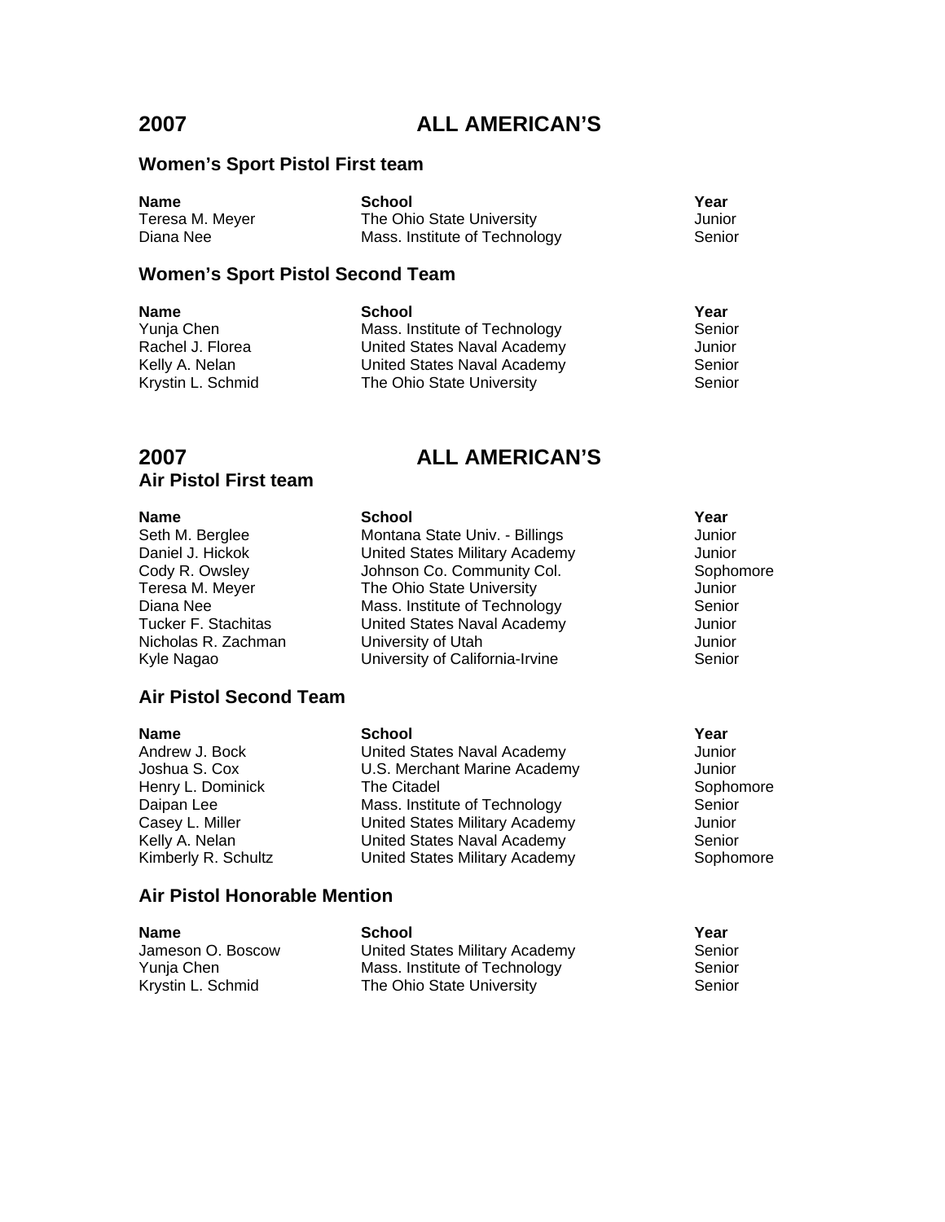# 2007 ALL AMERICAN'S

## Women's Sport Pistol First team

| Name | School | Year |
|---|---|---|
| Teresa M. Meyer | The Ohio State University | Junior |
| Diana Nee | Mass. Institute of Technology | Senior |

## Women's Sport Pistol Second Team

| Name | School | Year |
|---|---|---|
| Yunja Chen | Mass. Institute of Technology | Senior |
| Rachel J. Florea | United States Naval Academy | Junior |
| Kelly A. Nelan | United States Naval Academy | Senior |
| Krystin L. Schmid | The Ohio State University | Senior |

# 2007 ALL AMERICAN'S

## Air Pistol First team

| Name | School | Year |
|---|---|---|
| Seth M. Berglee | Montana State Univ. - Billings | Junior |
| Daniel J. Hickok | United States Military Academy | Junior |
| Cody R. Owsley | Johnson Co. Community Col. | Sophomore |
| Teresa M. Meyer | The Ohio State University | Junior |
| Diana Nee | Mass. Institute of Technology | Senior |
| Tucker F. Stachitas | United States Naval Academy | Junior |
| Nicholas R. Zachman | University of Utah | Junior |
| Kyle Nagao | University of California-Irvine | Senior |

## Air Pistol Second Team

| Name | School | Year |
|---|---|---|
| Andrew J. Bock | United States Naval Academy | Junior |
| Joshua S. Cox | U.S. Merchant Marine Academy | Junior |
| Henry L. Dominick | The Citadel | Sophomore |
| Daipan Lee | Mass. Institute of Technology | Senior |
| Casey L. Miller | United States Military Academy | Junior |
| Kelly A. Nelan | United States Naval Academy | Senior |
| Kimberly R. Schultz | United States Military Academy | Sophomore |

## Air Pistol Honorable Mention

| Name | School | Year |
|---|---|---|
| Jameson O. Boscow | United States Military Academy | Senior |
| Yunja Chen | Mass. Institute of Technology | Senior |
| Krystin L. Schmid | The Ohio State University | Senior |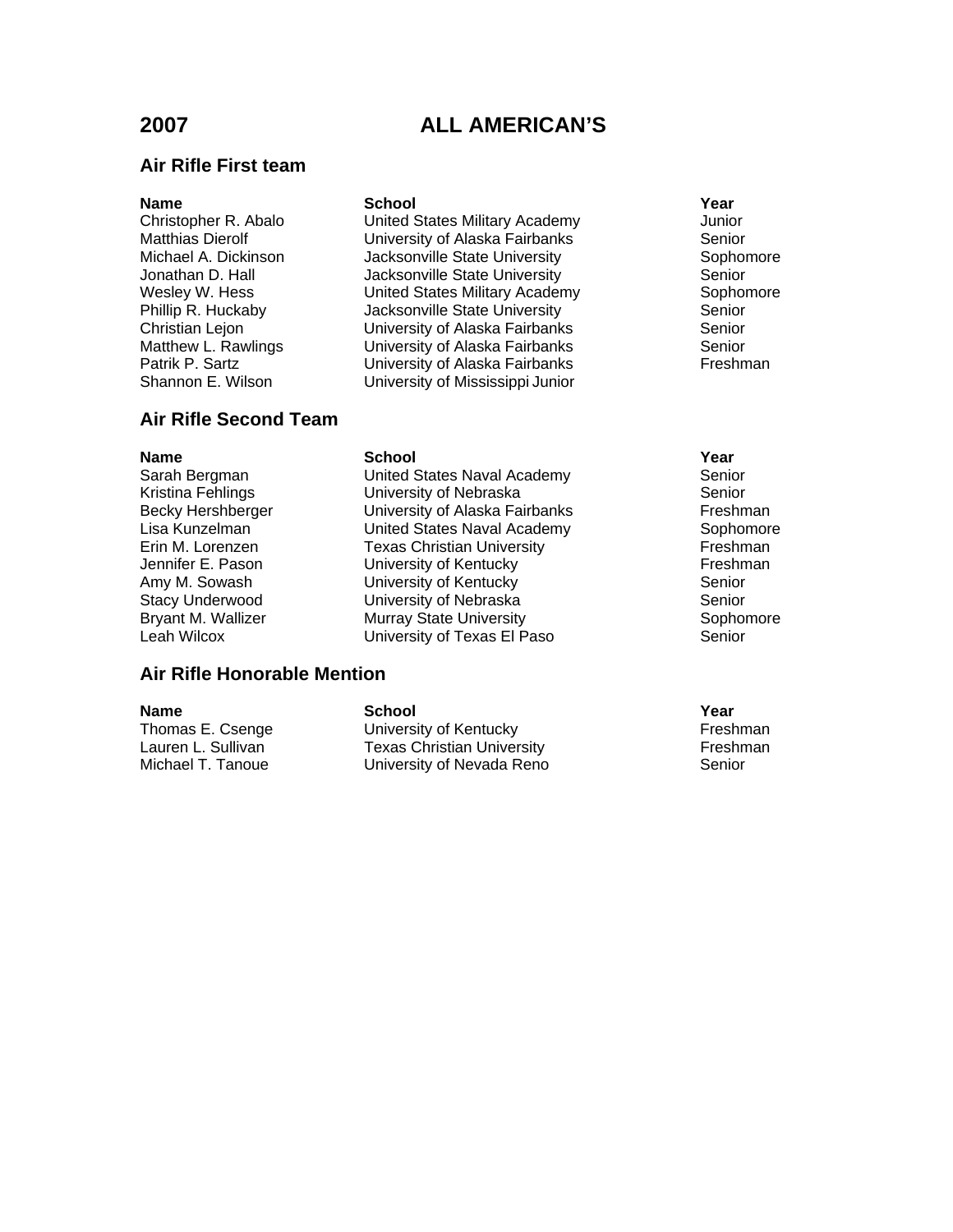# 2007 ALL AMERICAN'S

## Air Rifle First team

| Name | School | Year |
|---|---|---|
| Christopher R. Abalo | United States Military Academy | Junior |
| Matthias Dierolf | University of Alaska Fairbanks | Senior |
| Michael A. Dickinson | Jacksonville State University | Sophomore |
| Jonathan D. Hall | Jacksonville State University | Senior |
| Wesley W. Hess | United States Military Academy | Sophomore |
| Phillip R. Huckaby | Jacksonville State University | Senior |
| Christian Lejon | University of Alaska Fairbanks | Senior |
| Matthew L. Rawlings | University of Alaska Fairbanks | Senior |
| Patrik P. Sartz | University of Alaska Fairbanks | Freshman |
| Shannon E. Wilson | University of Mississippi | Junior |

## Air Rifle Second Team

| Name | School | Year |
|---|---|---|
| Sarah Bergman | United States Naval Academy | Senior |
| Kristina Fehlings | University of Nebraska | Senior |
| Becky Hershberger | University of Alaska Fairbanks | Freshman |
| Lisa Kunzelman | United States Naval Academy | Sophomore |
| Erin M. Lorenzen | Texas Christian University | Freshman |
| Jennifer E. Pason | University of Kentucky | Freshman |
| Amy M. Sowash | University of Kentucky | Senior |
| Stacy Underwood | University of Nebraska | Senior |
| Bryant M. Wallizer | Murray State University | Sophomore |
| Leah Wilcox | University of Texas El Paso | Senior |

## Air Rifle Honorable Mention

| Name | School | Year |
|---|---|---|
| Thomas E. Csenge | University of Kentucky | Freshman |
| Lauren L. Sullivan | Texas Christian University | Freshman |
| Michael T. Tanoue | University of Nevada Reno | Senior |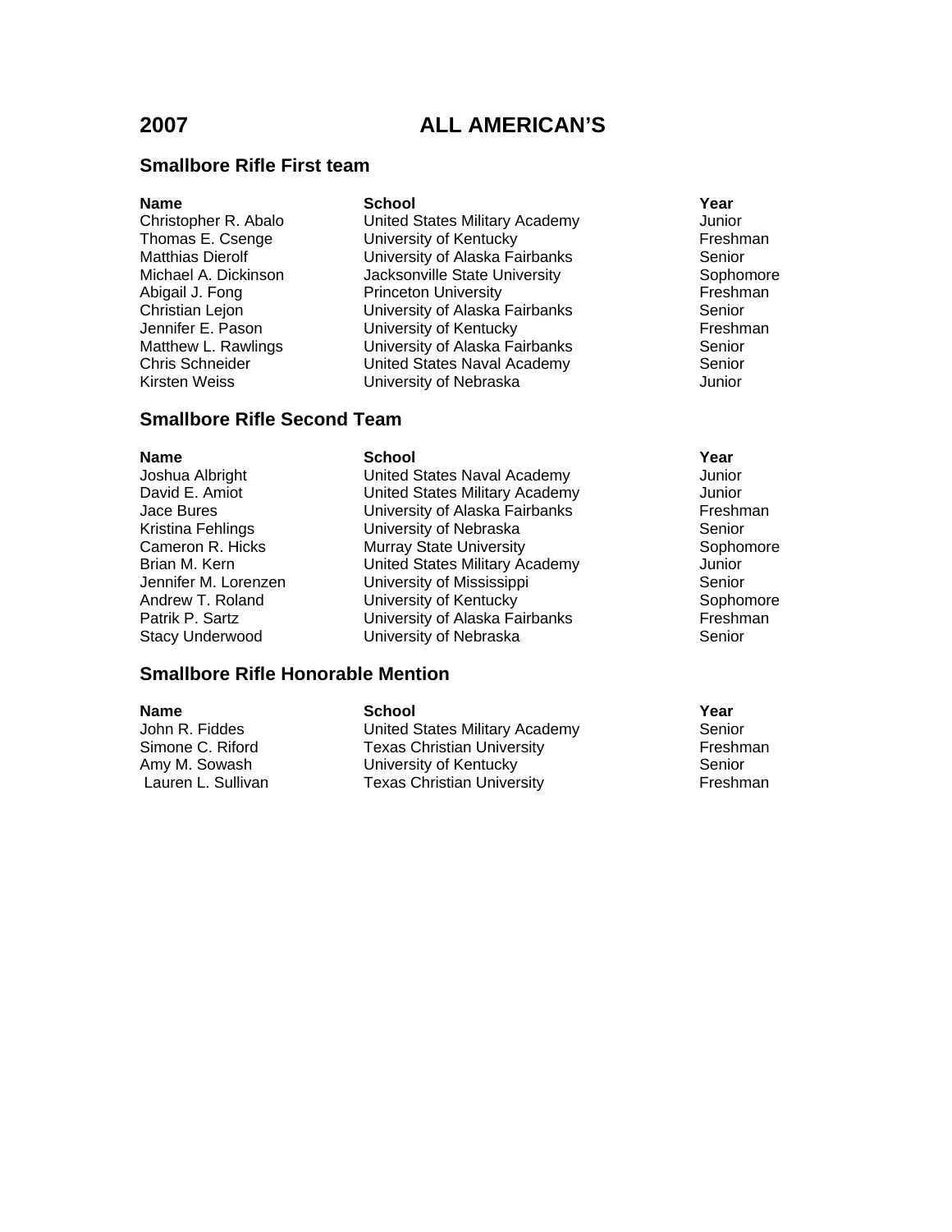# 2007 ALL AMERICAN'S

## Smallbore Rifle First team

| Name | School | Year |
|---|---|---|
| Christopher R. Abalo | United States Military Academy | Junior |
| Thomas E. Csenge | University of Kentucky | Freshman |
| Matthias Dierolf | University of Alaska Fairbanks | Senior |
| Michael A. Dickinson | Jacksonville State University | Sophomore |
| Abigail J. Fong | Princeton University | Freshman |
| Christian Lejon | University of Alaska Fairbanks | Senior |
| Jennifer E. Pason | University of Kentucky | Freshman |
| Matthew L. Rawlings | University of Alaska Fairbanks | Senior |
| Chris Schneider | United States Naval Academy | Senior |
| Kirsten Weiss | University of Nebraska | Junior |

## Smallbore Rifle Second Team

| Name | School | Year |
|---|---|---|
| Joshua Albright | United States Naval Academy | Junior |
| David E. Amiot | United States Military Academy | Junior |
| Jace Bures | University of Alaska Fairbanks | Freshman |
| Kristina Fehlings | University of Nebraska | Senior |
| Cameron R. Hicks | Murray State University | Sophomore |
| Brian M. Kern | United States Military Academy | Junior |
| Jennifer M. Lorenzen | University of Mississippi | Senior |
| Andrew T. Roland | University of Kentucky | Sophomore |
| Patrik P. Sartz | University of Alaska Fairbanks | Freshman |
| Stacy Underwood | University of Nebraska | Senior |

## Smallbore Rifle Honorable Mention

| Name | School | Year |
|---|---|---|
| John R. Fiddes | United States Military Academy | Senior |
| Simone C. Riford | Texas Christian University | Freshman |
| Amy M. Sowash | University of Kentucky | Senior |
| Lauren L. Sullivan | Texas Christian University | Freshman |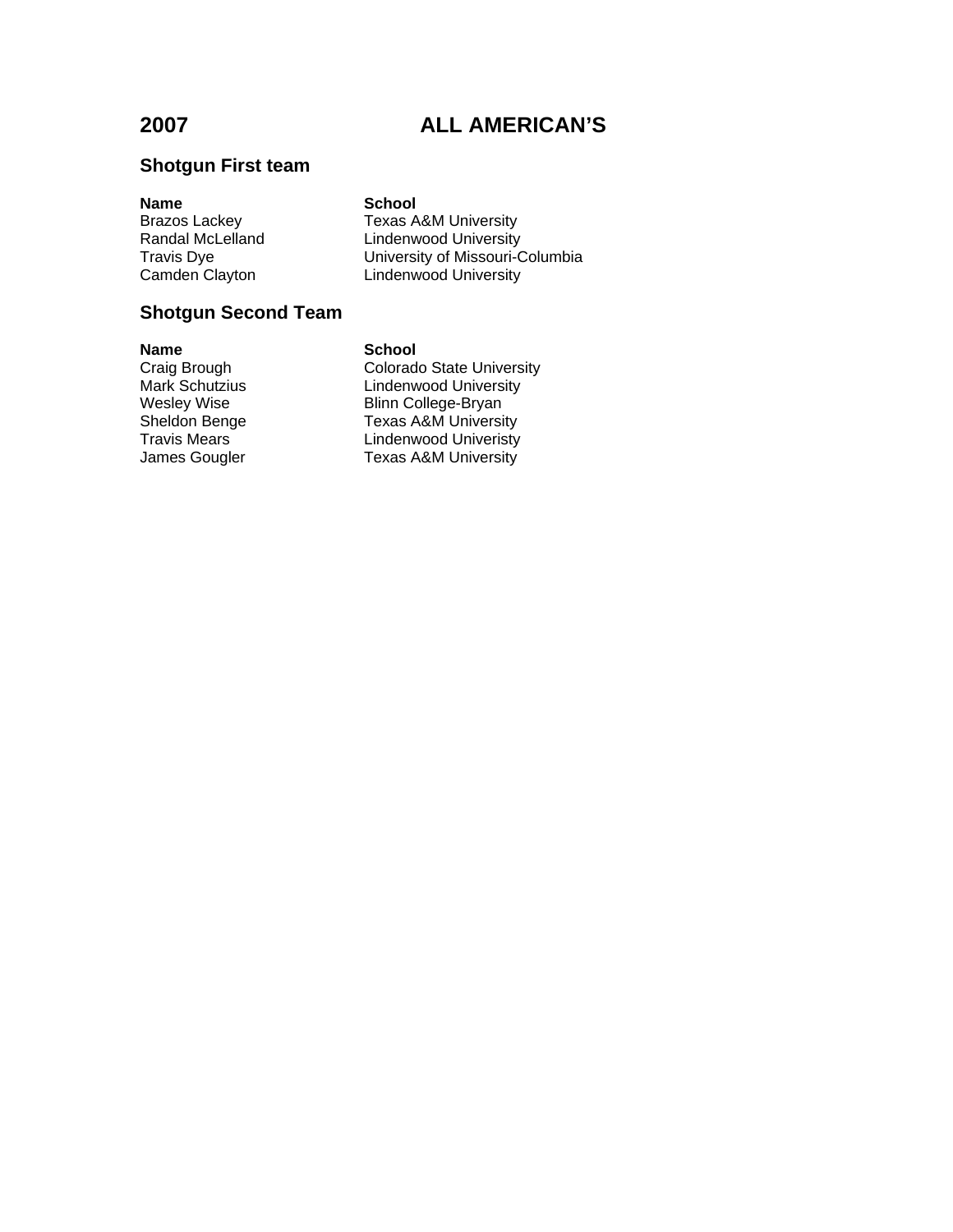# 2007 ALL AMERICAN'S

## Shotgun First team

| Name | School |
|---|---|
| Brazos Lackey | Texas A&M University |
| Randal McLelland | Lindenwood University |
| Travis Dye | University of Missouri-Columbia |
| Camden Clayton | Lindenwood University |

## Shotgun Second Team

| Name | School |
|---|---|
| Craig Brough | Colorado State University |
| Mark Schutzius | Lindenwood University |
| Wesley Wise | Blinn College-Bryan |
| Sheldon Benge | Texas A&M University |
| Travis Mears | Lindenwood Univeristy |
| James Gougler | Texas A&M University |